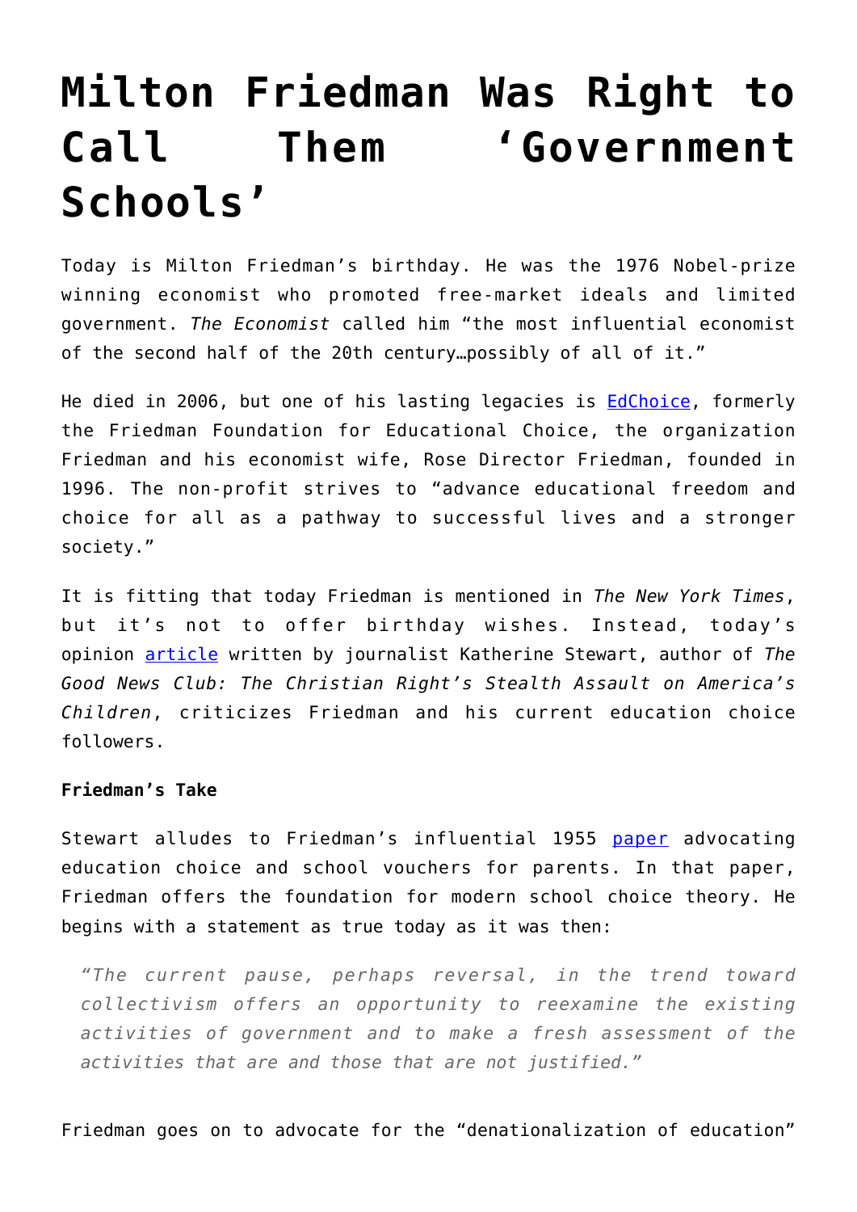# Milton Friedman Was Right to Call Them 'Government Schools'

Today is Milton Friedman's birthday. He was the 1976 Nobel-prize winning economist who promoted free-market ideals and limited government. *The Economist* called him "the most influential economist of the second half of the 20th century…possibly of all of it."

He died in 2006, but one of his lasting legacies is [EdChoice](), formerly the Friedman Foundation for Educational Choice, the organization Friedman and his economist wife, Rose Director Friedman, founded in 1996. The non-profit strives to "advance educational freedom and choice for all as a pathway to successful lives and a stronger society."

It is fitting that today Friedman is mentioned in *The New York Times*, but it's not to offer birthday wishes. Instead, today's opinion [article]() written by journalist Katherine Stewart, author of *The Good News Club: The Christian Right's Stealth Assault on America's Children*, criticizes Friedman and his current education choice followers.

**Friedman's Take**

Stewart alludes to Friedman's influential 1955 [paper]() advocating education choice and school vouchers for parents. In that paper, Friedman offers the foundation for modern school choice theory. He begins with a statement as true today as it was then:

> *"The current pause, perhaps reversal, in the trend toward collectivism offers an opportunity to reexamine the existing activities of government and to make a fresh assessment of the activities that are and those that are not justified."*

Friedman goes on to advocate for the "denationalization of education"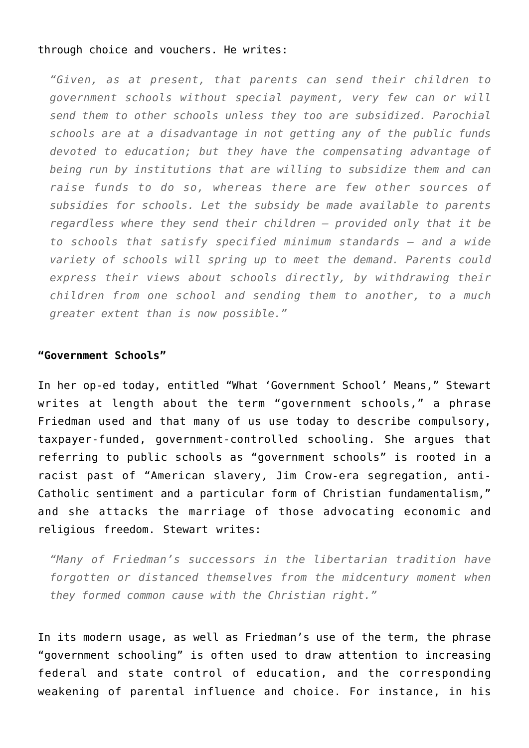through choice and vouchers. He writes:

> *"Given, as at present, that parents can send their children to government schools without special payment, very few can or will send them to other schools unless they too are subsidized. Parochial schools are at a disadvantage in not getting any of the public funds devoted to education; but they have the compensating advantage of being run by institutions that are willing to subsidize them and can raise funds to do so, whereas there are few other sources of subsidies for schools. Let the subsidy be made available to parents regardless where they send their children – provided only that it be to schools that satisfy specified minimum standards – and a wide variety of schools will spring up to meet the demand. Parents could express their views about schools directly, by withdrawing their children from one school and sending them to another, to a much greater extent than is now possible."*

**"Government Schools"**

In her op-ed today, entitled "What 'Government School' Means," Stewart writes at length about the term "government schools," a phrase Friedman used and that many of us use today to describe compulsory, taxpayer-funded, government-controlled schooling. She argues that referring to public schools as "government schools" is rooted in a racist past of "American slavery, Jim Crow-era segregation, anti-Catholic sentiment and a particular form of Christian fundamentalism," and she attacks the marriage of those advocating economic and religious freedom. Stewart writes:

> *"Many of Friedman's successors in the libertarian tradition have forgotten or distanced themselves from the midcentury moment when they formed common cause with the Christian right."*

In its modern usage, as well as Friedman's use of the term, the phrase "government schooling" is often used to draw attention to increasing federal and state control of education, and the corresponding weakening of parental influence and choice. For instance, in his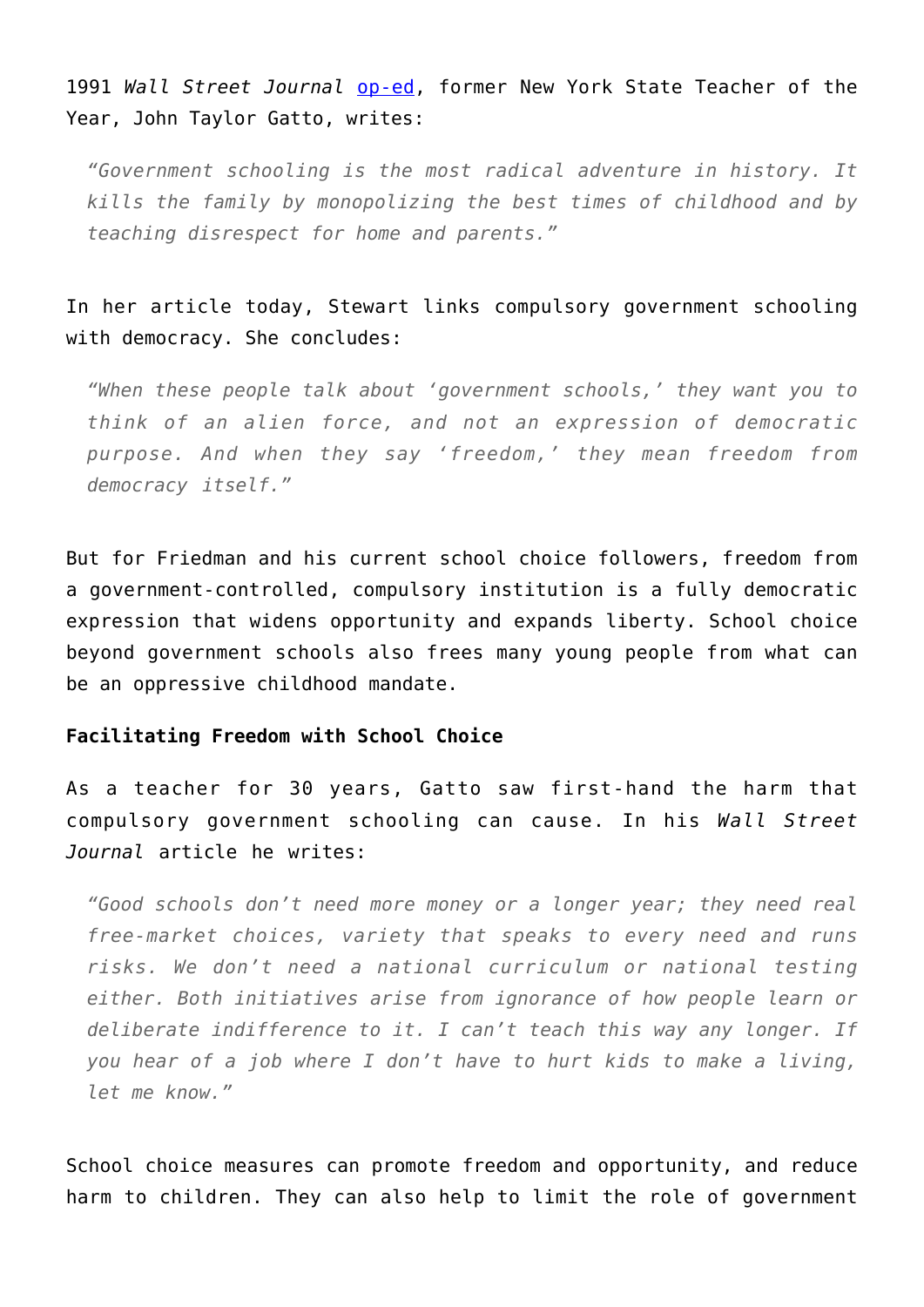1991 *Wall Street Journal* op-ed, former New York State Teacher of the Year, John Taylor Gatto, writes:

> *"Government schooling is the most radical adventure in history. It kills the family by monopolizing the best times of childhood and by teaching disrespect for home and parents."*

In her article today, Stewart links compulsory government schooling with democracy. She concludes:

> *"When these people talk about 'government schools,' they want you to think of an alien force, and not an expression of democratic purpose. And when they say 'freedom,' they mean freedom from democracy itself."*

But for Friedman and his current school choice followers, freedom from a government-controlled, compulsory institution is a fully democratic expression that widens opportunity and expands liberty. School choice beyond government schools also frees many young people from what can be an oppressive childhood mandate.

**Facilitating Freedom with School Choice**

As a teacher for 30 years, Gatto saw first-hand the harm that compulsory government schooling can cause. In his *Wall Street Journal* article he writes:

> *"Good schools don't need more money or a longer year; they need real free-market choices, variety that speaks to every need and runs risks. We don't need a national curriculum or national testing either. Both initiatives arise from ignorance of how people learn or deliberate indifference to it. I can't teach this way any longer. If you hear of a job where I don't have to hurt kids to make a living, let me know."*

School choice measures can promote freedom and opportunity, and reduce harm to children. They can also help to limit the role of government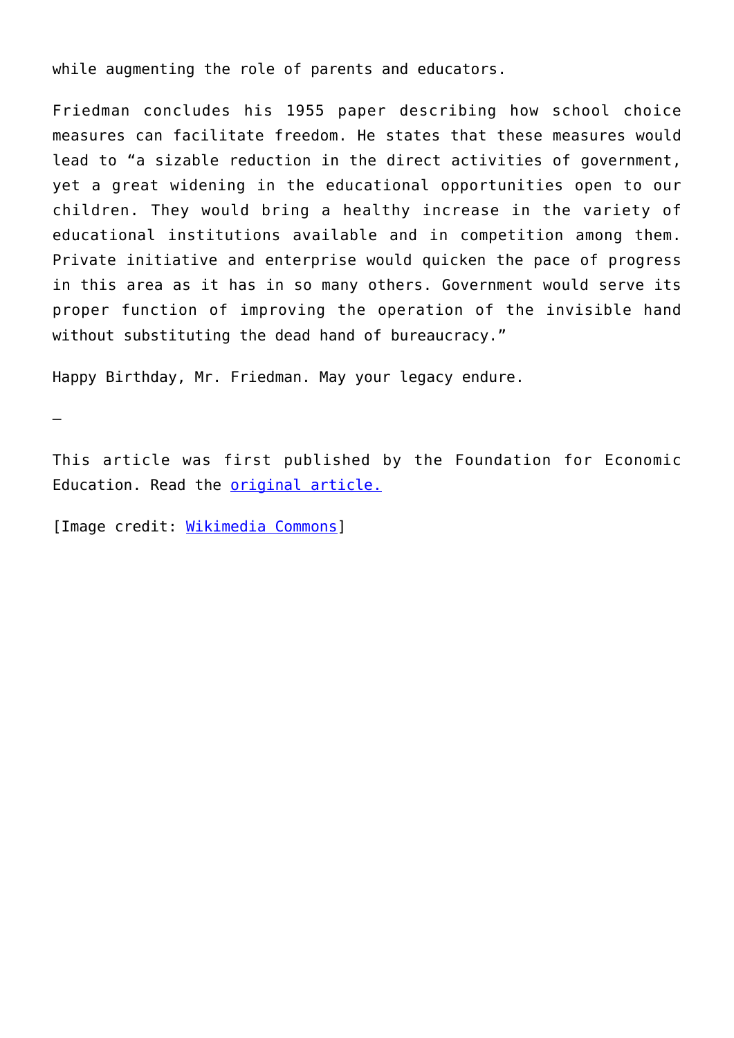while augmenting the role of parents and educators.

Friedman concludes his 1955 paper describing how school choice measures can facilitate freedom. He states that these measures would lead to "a sizable reduction in the direct activities of government, yet a great widening in the educational opportunities open to our children. They would bring a healthy increase in the variety of educational institutions available and in competition among them. Private initiative and enterprise would quicken the pace of progress in this area as it has in so many others. Government would serve its proper function of improving the operation of the invisible hand without substituting the dead hand of bureaucracy."

Happy Birthday, Mr. Friedman. May your legacy endure.

—

This article was first published by the Foundation for Economic Education. Read the original article.

[Image credit: Wikimedia Commons]